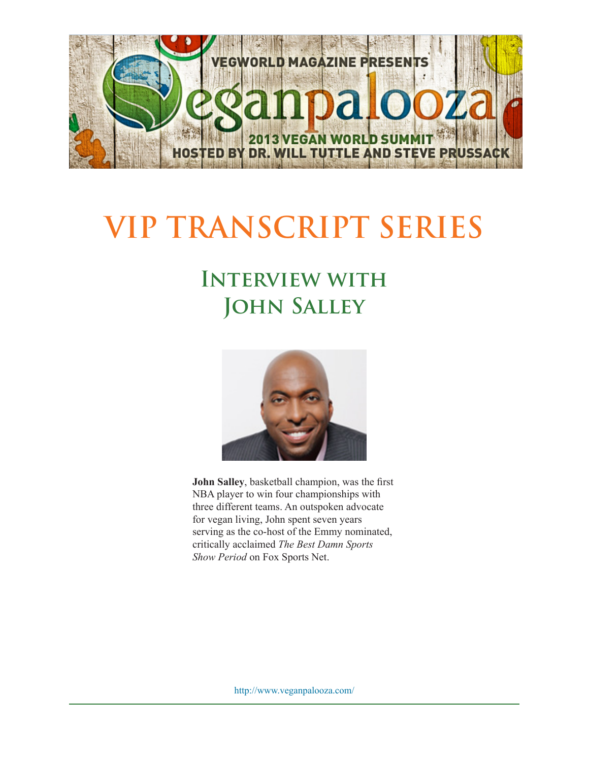VEGWORLD MAGAZINE PRESENTS

Veganpalooza

2013 VEGAN WORLD SUMMIT

HOSTED BY DR. WILL TUTTLE AND STEVE PRUSSACK

# VIP TRANSCRIPT SERIES

## Interview with John Salley

**John Salley**, basketball champion, was the first NBA player to win four championships with three different teams. An outspoken advocate for vegan living, John spent seven years serving as the co-host of the Emmy nominated, critically acclaimed *The Best Damn Sports Show Period* on Fox Sports Net.

http://www.veganpalooza.com/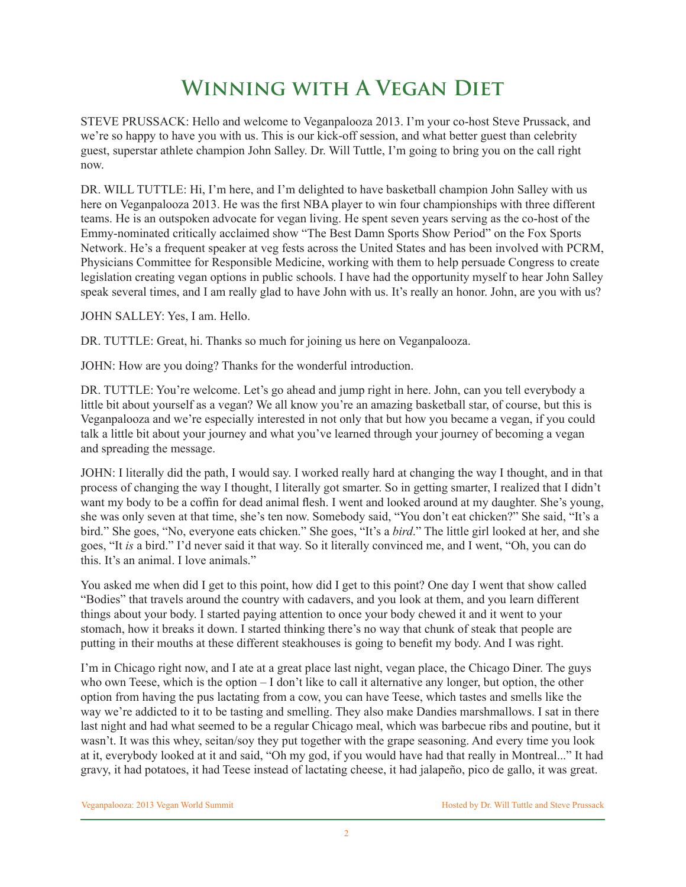# Winning with A Vegan Diet

STEVE PRUSSACK: Hello and welcome to Veganpalooza 2013. I'm your co-host Steve Prussack, and we're so happy to have you with us. This is our kick-off session, and what better guest than celebrity guest, superstar athlete champion John Salley. Dr. Will Tuttle, I'm going to bring you on the call right now.

DR. WILL TUTTLE: Hi, I'm here, and I'm delighted to have basketball champion John Salley with us here on Veganpalooza 2013. He was the first NBA player to win four championships with three different teams. He is an outspoken advocate for vegan living. He spent seven years serving as the co-host of the Emmy-nominated critically acclaimed show "The Best Damn Sports Show Period" on the Fox Sports Network. He's a frequent speaker at veg fests across the United States and has been involved with PCRM, Physicians Committee for Responsible Medicine, working with them to help persuade Congress to create legislation creating vegan options in public schools. I have had the opportunity myself to hear John Salley speak several times, and I am really glad to have John with us. It's really an honor. John, are you with us?

JOHN SALLEY: Yes, I am. Hello.

DR. TUTTLE: Great, hi. Thanks so much for joining us here on Veganpalooza.

JOHN: How are you doing? Thanks for the wonderful introduction.

DR. TUTTLE: You're welcome. Let's go ahead and jump right in here. John, can you tell everybody a little bit about yourself as a vegan? We all know you're an amazing basketball star, of course, but this is Veganpalooza and we're especially interested in not only that but how you became a vegan, if you could talk a little bit about your journey and what you've learned through your journey of becoming a vegan and spreading the message.

JOHN: I literally did the path, I would say. I worked really hard at changing the way I thought, and in that process of changing the way I thought, I literally got smarter. So in getting smarter, I realized that I didn't want my body to be a coffin for dead animal flesh. I went and looked around at my daughter. She's young, she was only seven at that time, she's ten now. Somebody said, "You don't eat chicken?" She said, "It's a bird." She goes, "No, everyone eats chicken." She goes, "It's a *bird*." The little girl looked at her, and she goes, "It *is* a bird." I'd never said it that way. So it literally convinced me, and I went, "Oh, you can do this. It's an animal. I love animals."

You asked me when did I get to this point, how did I get to this point? One day I went that show called "Bodies" that travels around the country with cadavers, and you look at them, and you learn different things about your body. I started paying attention to once your body chewed it and it went to your stomach, how it breaks it down. I started thinking there's no way that chunk of steak that people are putting in their mouths at these different steakhouses is going to benefit my body. And I was right.

I'm in Chicago right now, and I ate at a great place last night, vegan place, the Chicago Diner. The guys who own Teese, which is the option – I don't like to call it alternative any longer, but option, the other option from having the pus lactating from a cow, you can have Teese, which tastes and smells like the way we're addicted to it to be tasting and smelling. They also make Dandies marshmallows. I sat in there last night and had what seemed to be a regular Chicago meal, which was barbecue ribs and poutine, but it wasn't. It was this whey, seitan/soy they put together with the grape seasoning. And every time you look at it, everybody looked at it and said, "Oh my god, if you would have had that really in Montreal..." It had gravy, it had potatoes, it had Teese instead of lactating cheese, it had jalapeño, pico de gallo, it was great.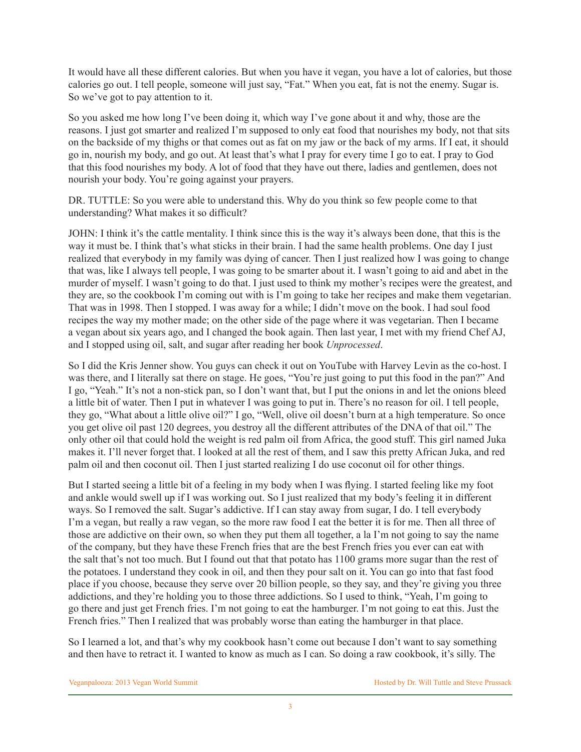It would have all these different calories. But when you have it vegan, you have a lot of calories, but those calories go out. I tell people, someone will just say, "Fat." When you eat, fat is not the enemy. Sugar is. So we've got to pay attention to it.

So you asked me how long I've been doing it, which way I've gone about it and why, those are the reasons. I just got smarter and realized I'm supposed to only eat food that nourishes my body, not that sits on the backside of my thighs or that comes out as fat on my jaw or the back of my arms. If I eat, it should go in, nourish my body, and go out. At least that's what I pray for every time I go to eat. I pray to God that this food nourishes my body. A lot of food that they have out there, ladies and gentlemen, does not nourish your body. You're going against your prayers.

DR. TUTTLE: So you were able to understand this. Why do you think so few people come to that understanding? What makes it so difficult?

JOHN: I think it's the cattle mentality. I think since this is the way it's always been done, that this is the way it must be. I think that's what sticks in their brain. I had the same health problems. One day I just realized that everybody in my family was dying of cancer. Then I just realized how I was going to change that was, like I always tell people, I was going to be smarter about it. I wasn't going to aid and abet in the murder of myself. I wasn't going to do that. I just used to think my mother's recipes were the greatest, and they are, so the cookbook I'm coming out with is I'm going to take her recipes and make them vegetarian. That was in 1998. Then I stopped. I was away for a while; I didn't move on the book. I had soul food recipes the way my mother made; on the other side of the page where it was vegetarian. Then I became a vegan about six years ago, and I changed the book again. Then last year, I met with my friend Chef AJ, and I stopped using oil, salt, and sugar after reading her book *Unprocessed*.

So I did the Kris Jenner show. You guys can check it out on YouTube with Harvey Levin as the co-host. I was there, and I literally sat there on stage. He goes, "You're just going to put this food in the pan?" And I go, "Yeah." It's not a non-stick pan, so I don't want that, but I put the onions in and let the onions bleed a little bit of water. Then I put in whatever I was going to put in. There's no reason for oil. I tell people, they go, "What about a little olive oil?" I go, "Well, olive oil doesn't burn at a high temperature. So once you get olive oil past 120 degrees, you destroy all the different attributes of the DNA of that oil." The only other oil that could hold the weight is red palm oil from Africa, the good stuff. This girl named Juka makes it. I'll never forget that. I looked at all the rest of them, and I saw this pretty African Juka, and red palm oil and then coconut oil. Then I just started realizing I do use coconut oil for other things.

But I started seeing a little bit of a feeling in my body when I was flying. I started feeling like my foot and ankle would swell up if I was working out. So I just realized that my body's feeling it in different ways. So I removed the salt. Sugar's addictive. If I can stay away from sugar, I do. I tell everybody I'm a vegan, but really a raw vegan, so the more raw food I eat the better it is for me. Then all three of those are addictive on their own, so when they put them all together, a la I'm not going to say the name of the company, but they have these French fries that are the best French fries you ever can eat with the salt that's not too much. But I found out that that potato has 1100 grams more sugar than the rest of the potatoes. I understand they cook in oil, and then they pour salt on it. You can go into that fast food place if you choose, because they serve over 20 billion people, so they say, and they're giving you three addictions, and they're holding you to those three addictions. So I used to think, "Yeah, I'm going to go there and just get French fries. I'm not going to eat the hamburger. I'm not going to eat this. Just the French fries." Then I realized that was probably worse than eating the hamburger in that place.

So I learned a lot, and that's why my cookbook hasn't come out because I don't want to say something and then have to retract it. I wanted to know as much as I can. So doing a raw cookbook, it's silly. The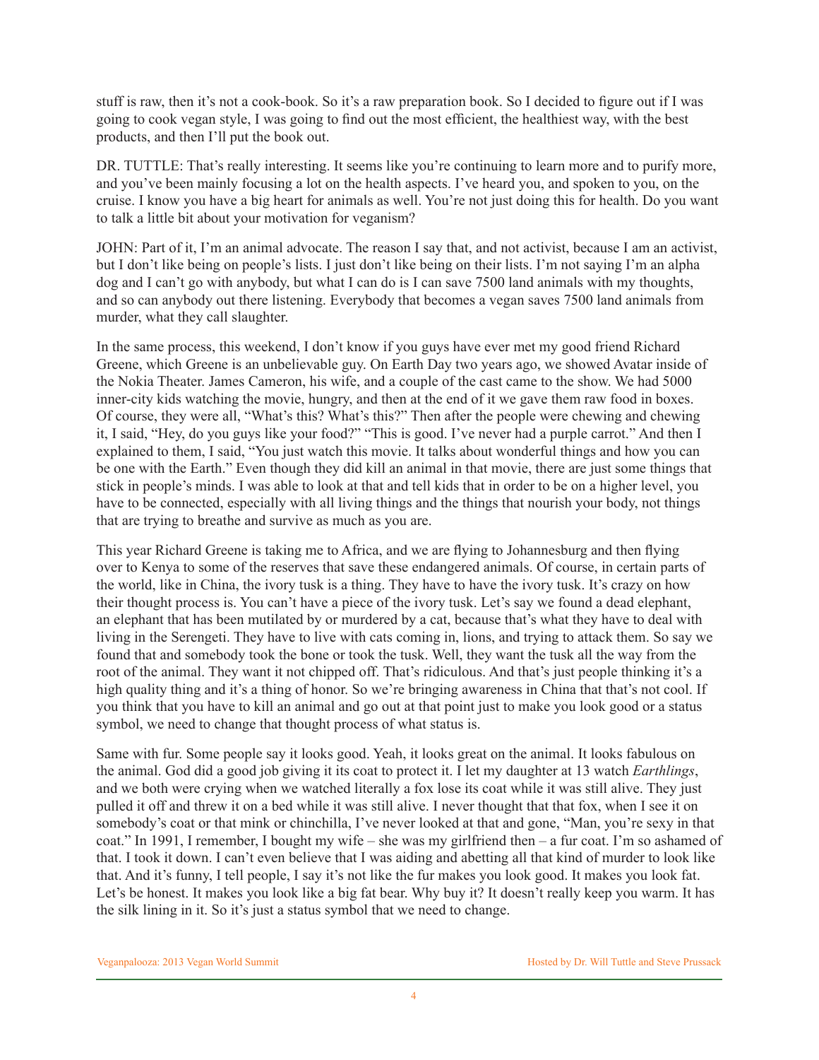stuff is raw, then it's not a cook-book. So it's a raw preparation book. So I decided to figure out if I was going to cook vegan style, I was going to find out the most efficient, the healthiest way, with the best products, and then I'll put the book out.

DR. TUTTLE: That's really interesting. It seems like you're continuing to learn more and to purify more, and you've been mainly focusing a lot on the health aspects. I've heard you, and spoken to you, on the cruise. I know you have a big heart for animals as well. You're not just doing this for health. Do you want to talk a little bit about your motivation for veganism?

JOHN: Part of it, I'm an animal advocate. The reason I say that, and not activist, because I am an activist, but I don't like being on people's lists. I just don't like being on their lists. I'm not saying I'm an alpha dog and I can't go with anybody, but what I can do is I can save 7500 land animals with my thoughts, and so can anybody out there listening. Everybody that becomes a vegan saves 7500 land animals from murder, what they call slaughter.

In the same process, this weekend, I don't know if you guys have ever met my good friend Richard Greene, which Greene is an unbelievable guy. On Earth Day two years ago, we showed Avatar inside of the Nokia Theater. James Cameron, his wife, and a couple of the cast came to the show. We had 5000 inner-city kids watching the movie, hungry, and then at the end of it we gave them raw food in boxes. Of course, they were all, "What's this? What's this?" Then after the people were chewing and chewing it, I said, "Hey, do you guys like your food?" "This is good. I've never had a purple carrot." And then I explained to them, I said, "You just watch this movie. It talks about wonderful things and how you can be one with the Earth." Even though they did kill an animal in that movie, there are just some things that stick in people's minds. I was able to look at that and tell kids that in order to be on a higher level, you have to be connected, especially with all living things and the things that nourish your body, not things that are trying to breathe and survive as much as you are.

This year Richard Greene is taking me to Africa, and we are flying to Johannesburg and then flying over to Kenya to some of the reserves that save these endangered animals. Of course, in certain parts of the world, like in China, the ivory tusk is a thing. They have to have the ivory tusk. It's crazy on how their thought process is. You can't have a piece of the ivory tusk. Let's say we found a dead elephant, an elephant that has been mutilated by or murdered by a cat, because that's what they have to deal with living in the Serengeti. They have to live with cats coming in, lions, and trying to attack them. So say we found that and somebody took the bone or took the tusk. Well, they want the tusk all the way from the root of the animal. They want it not chipped off. That's ridiculous. And that's just people thinking it's a high quality thing and it's a thing of honor. So we're bringing awareness in China that that's not cool. If you think that you have to kill an animal and go out at that point just to make you look good or a status symbol, we need to change that thought process of what status is.

Same with fur. Some people say it looks good. Yeah, it looks great on the animal. It looks fabulous on the animal. God did a good job giving it its coat to protect it. I let my daughter at 13 watch *Earthlings*, and we both were crying when we watched literally a fox lose its coat while it was still alive. They just pulled it off and threw it on a bed while it was still alive. I never thought that that fox, when I see it on somebody's coat or that mink or chinchilla, I've never looked at that and gone, "Man, you're sexy in that coat." In 1991, I remember, I bought my wife – she was my girlfriend then – a fur coat. I'm so ashamed of that. I took it down. I can't even believe that I was aiding and abetting all that kind of murder to look like that. And it's funny, I tell people, I say it's not like the fur makes you look good. It makes you look fat. Let's be honest. It makes you look like a big fat bear. Why buy it? It doesn't really keep you warm. It has the silk lining in it. So it's just a status symbol that we need to change.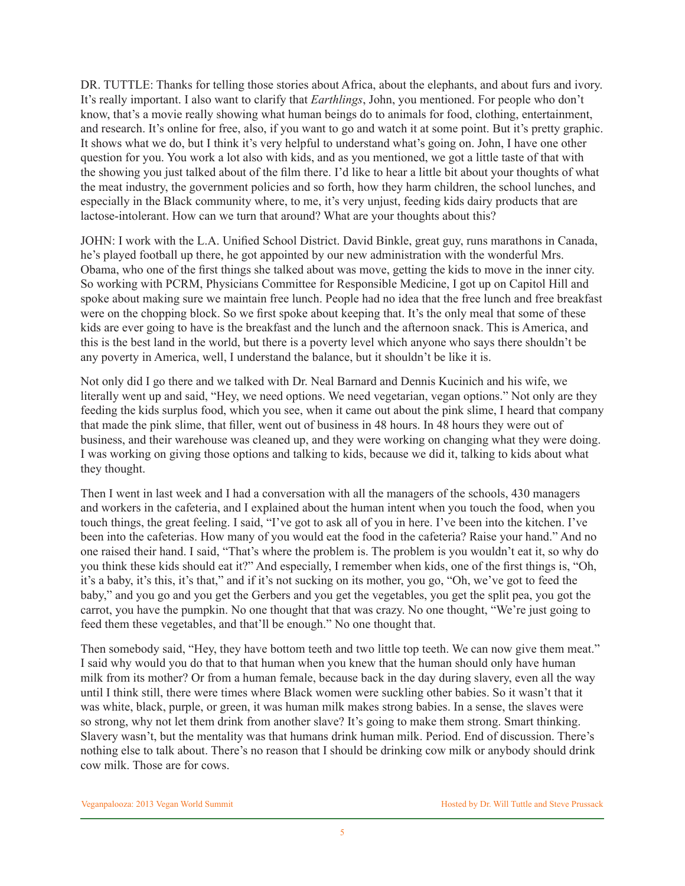DR. TUTTLE: Thanks for telling those stories about Africa, about the elephants, and about furs and ivory. It's really important. I also want to clarify that *Earthlings*, John, you mentioned. For people who don't know, that's a movie really showing what human beings do to animals for food, clothing, entertainment, and research. It's online for free, also, if you want to go and watch it at some point. But it's pretty graphic. It shows what we do, but I think it's very helpful to understand what's going on. John, I have one other question for you. You work a lot also with kids, and as you mentioned, we got a little taste of that with the showing you just talked about of the film there. I'd like to hear a little bit about your thoughts of what the meat industry, the government policies and so forth, how they harm children, the school lunches, and especially in the Black community where, to me, it's very unjust, feeding kids dairy products that are lactose-intolerant. How can we turn that around? What are your thoughts about this?

JOHN: I work with the L.A. Unified School District. David Binkle, great guy, runs marathons in Canada, he's played football up there, he got appointed by our new administration with the wonderful Mrs. Obama, who one of the first things she talked about was move, getting the kids to move in the inner city. So working with PCRM, Physicians Committee for Responsible Medicine, I got up on Capitol Hill and spoke about making sure we maintain free lunch. People had no idea that the free lunch and free breakfast were on the chopping block. So we first spoke about keeping that. It's the only meal that some of these kids are ever going to have is the breakfast and the lunch and the afternoon snack. This is America, and this is the best land in the world, but there is a poverty level which anyone who says there shouldn't be any poverty in America, well, I understand the balance, but it shouldn't be like it is.

Not only did I go there and we talked with Dr. Neal Barnard and Dennis Kucinich and his wife, we literally went up and said, "Hey, we need options. We need vegetarian, vegan options." Not only are they feeding the kids surplus food, which you see, when it came out about the pink slime, I heard that company that made the pink slime, that filler, went out of business in 48 hours. In 48 hours they were out of business, and their warehouse was cleaned up, and they were working on changing what they were doing. I was working on giving those options and talking to kids, because we did it, talking to kids about what they thought.

Then I went in last week and I had a conversation with all the managers of the schools, 430 managers and workers in the cafeteria, and I explained about the human intent when you touch the food, when you touch things, the great feeling. I said, "I've got to ask all of you in here. I've been into the kitchen. I've been into the cafeterias. How many of you would eat the food in the cafeteria? Raise your hand." And no one raised their hand. I said, "That's where the problem is. The problem is you wouldn't eat it, so why do you think these kids should eat it?" And especially, I remember when kids, one of the first things is, "Oh, it's a baby, it's this, it's that," and if it's not sucking on its mother, you go, "Oh, we've got to feed the baby," and you go and you get the Gerbers and you get the vegetables, you get the split pea, you got the carrot, you have the pumpkin. No one thought that that was crazy. No one thought, "We're just going to feed them these vegetables, and that'll be enough." No one thought that.

Then somebody said, "Hey, they have bottom teeth and two little top teeth. We can now give them meat." I said why would you do that to that human when you knew that the human should only have human milk from its mother? Or from a human female, because back in the day during slavery, even all the way until I think still, there were times where Black women were suckling other babies. So it wasn't that it was white, black, purple, or green, it was human milk makes strong babies. In a sense, the slaves were so strong, why not let them drink from another slave? It's going to make them strong. Smart thinking. Slavery wasn't, but the mentality was that humans drink human milk. Period. End of discussion. There's nothing else to talk about. There's no reason that I should be drinking cow milk or anybody should drink cow milk. Those are for cows.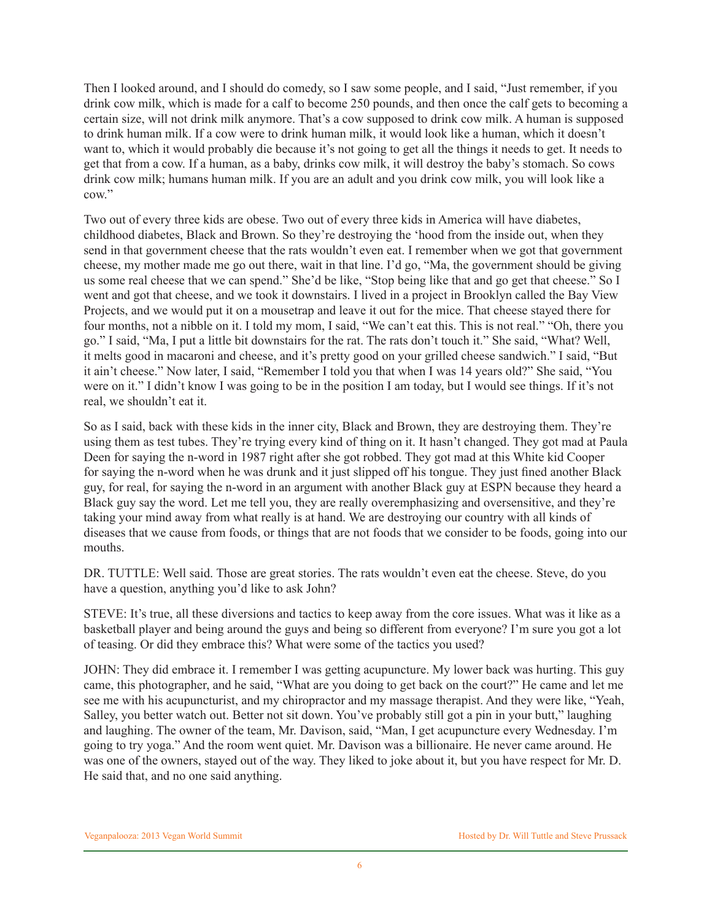Then I looked around, and I should do comedy, so I saw some people, and I said, "Just remember, if you drink cow milk, which is made for a calf to become 250 pounds, and then once the calf gets to becoming a certain size, will not drink milk anymore. That's a cow supposed to drink cow milk. A human is supposed to drink human milk. If a cow were to drink human milk, it would look like a human, which it doesn't want to, which it would probably die because it's not going to get all the things it needs to get. It needs to get that from a cow. If a human, as a baby, drinks cow milk, it will destroy the baby's stomach. So cows drink cow milk; humans human milk. If you are an adult and you drink cow milk, you will look like a cow."

Two out of every three kids are obese. Two out of every three kids in America will have diabetes, childhood diabetes, Black and Brown. So they're destroying the 'hood from the inside out, when they send in that government cheese that the rats wouldn't even eat. I remember when we got that government cheese, my mother made me go out there, wait in that line. I'd go, "Ma, the government should be giving us some real cheese that we can spend." She'd be like, "Stop being like that and go get that cheese." So I went and got that cheese, and we took it downstairs. I lived in a project in Brooklyn called the Bay View Projects, and we would put it on a mousetrap and leave it out for the mice. That cheese stayed there for four months, not a nibble on it. I told my mom, I said, "We can't eat this. This is not real." "Oh, there you go." I said, "Ma, I put a little bit downstairs for the rat. The rats don't touch it." She said, "What? Well, it melts good in macaroni and cheese, and it's pretty good on your grilled cheese sandwich." I said, "But it ain't cheese." Now later, I said, "Remember I told you that when I was 14 years old?" She said, "You were on it." I didn't know I was going to be in the position I am today, but I would see things. If it's not real, we shouldn't eat it.

So as I said, back with these kids in the inner city, Black and Brown, they are destroying them. They're using them as test tubes. They're trying every kind of thing on it. It hasn't changed. They got mad at Paula Deen for saying the n-word in 1987 right after she got robbed. They got mad at this White kid Cooper for saying the n-word when he was drunk and it just slipped off his tongue. They just fined another Black guy, for real, for saying the n-word in an argument with another Black guy at ESPN because they heard a Black guy say the word. Let me tell you, they are really overemphasizing and oversensitive, and they're taking your mind away from what really is at hand. We are destroying our country with all kinds of diseases that we cause from foods, or things that are not foods that we consider to be foods, going into our mouths.

DR. TUTTLE: Well said. Those are great stories. The rats wouldn't even eat the cheese. Steve, do you have a question, anything you'd like to ask John?

STEVE: It's true, all these diversions and tactics to keep away from the core issues. What was it like as a basketball player and being around the guys and being so different from everyone? I'm sure you got a lot of teasing. Or did they embrace this? What were some of the tactics you used?

JOHN: They did embrace it. I remember I was getting acupuncture. My lower back was hurting. This guy came, this photographer, and he said, "What are you doing to get back on the court?" He came and let me see me with his acupuncturist, and my chiropractor and my massage therapist. And they were like, "Yeah, Salley, you better watch out. Better not sit down. You've probably still got a pin in your butt," laughing and laughing. The owner of the team, Mr. Davison, said, "Man, I get acupuncture every Wednesday. I'm going to try yoga." And the room went quiet. Mr. Davison was a billionaire. He never came around. He was one of the owners, stayed out of the way. They liked to joke about it, but you have respect for Mr. D. He said that, and no one said anything.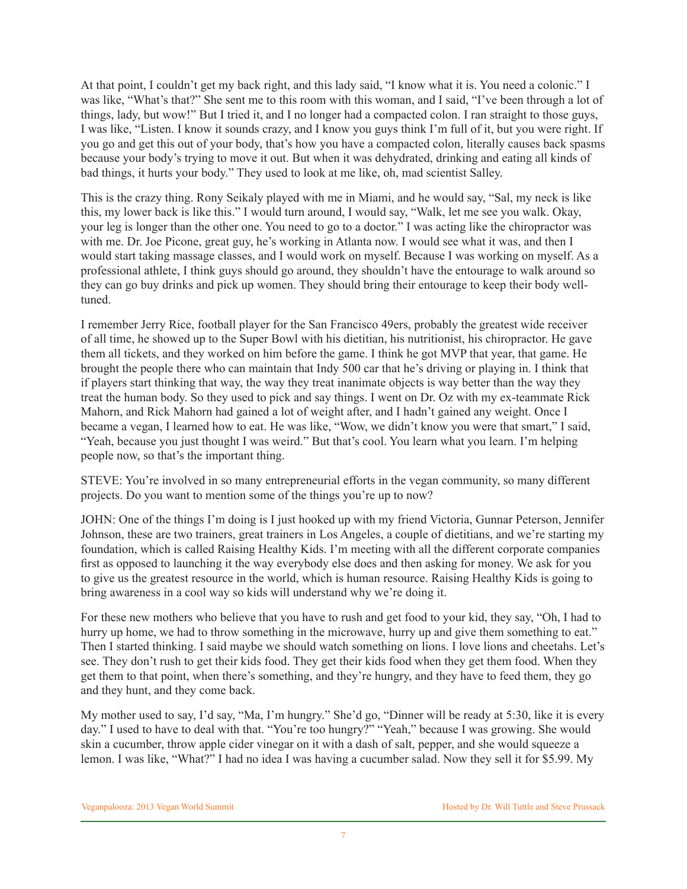At that point, I couldn't get my back right, and this lady said, "I know what it is. You need a colonic." I was like, "What's that?" She sent me to this room with this woman, and I said, "I've been through a lot of things, lady, but wow!" But I tried it, and I no longer had a compacted colon. I ran straight to those guys, I was like, "Listen. I know it sounds crazy, and I know you guys think I'm full of it, but you were right. If you go and get this out of your body, that's how you have a compacted colon, literally causes back spasms because your body's trying to move it out. But when it was dehydrated, drinking and eating all kinds of bad things, it hurts your body." They used to look at me like, oh, mad scientist Salley.

This is the crazy thing. Rony Seikaly played with me in Miami, and he would say, "Sal, my neck is like this, my lower back is like this." I would turn around, I would say, "Walk, let me see you walk. Okay, your leg is longer than the other one. You need to go to a doctor." I was acting like the chiropractor was with me. Dr. Joe Picone, great guy, he's working in Atlanta now. I would see what it was, and then I would start taking massage classes, and I would work on myself. Because I was working on myself. As a professional athlete, I think guys should go around, they shouldn't have the entourage to walk around so they can go buy drinks and pick up women. They should bring their entourage to keep their body well-tuned.

I remember Jerry Rice, football player for the San Francisco 49ers, probably the greatest wide receiver of all time, he showed up to the Super Bowl with his dietitian, his nutritionist, his chiropractor. He gave them all tickets, and they worked on him before the game. I think he got MVP that year, that game. He brought the people there who can maintain that Indy 500 car that he's driving or playing in. I think that if players start thinking that way, the way they treat inanimate objects is way better than the way they treat the human body. So they used to pick and say things. I went on Dr. Oz with my ex-teammate Rick Mahorn, and Rick Mahorn had gained a lot of weight after, and I hadn't gained any weight. Once I became a vegan, I learned how to eat. He was like, "Wow, we didn't know you were that smart," I said, "Yeah, because you just thought I was weird." But that's cool. You learn what you learn. I'm helping people now, so that's the important thing.

STEVE: You're involved in so many entrepreneurial efforts in the vegan community, so many different projects. Do you want to mention some of the things you're up to now?

JOHN: One of the things I'm doing is I just hooked up with my friend Victoria, Gunnar Peterson, Jennifer Johnson, these are two trainers, great trainers in Los Angeles, a couple of dietitians, and we're starting my foundation, which is called Raising Healthy Kids. I'm meeting with all the different corporate companies first as opposed to launching it the way everybody else does and then asking for money. We ask for you to give us the greatest resource in the world, which is human resource. Raising Healthy Kids is going to bring awareness in a cool way so kids will understand why we're doing it.

For these new mothers who believe that you have to rush and get food to your kid, they say, "Oh, I had to hurry up home, we had to throw something in the microwave, hurry up and give them something to eat." Then I started thinking. I said maybe we should watch something on lions. I love lions and cheetahs. Let's see. They don't rush to get their kids food. They get their kids food when they get them food. When they get them to that point, when there's something, and they're hungry, and they have to feed them, they go and they hunt, and they come back.

My mother used to say, I'd say, "Ma, I'm hungry." She'd go, "Dinner will be ready at 5:30, like it is every day." I used to have to deal with that. "You're too hungry?" "Yeah," because I was growing. She would skin a cucumber, throw apple cider vinegar on it with a dash of salt, pepper, and she would squeeze a lemon. I was like, "What?" I had no idea I was having a cucumber salad. Now they sell it for $5.99. My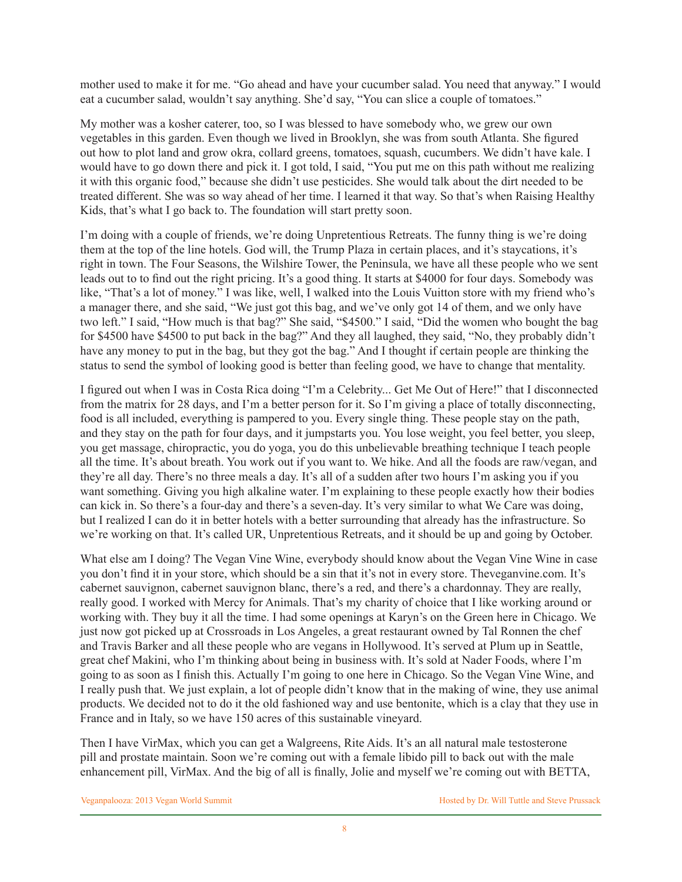mother used to make it for me. "Go ahead and have your cucumber salad. You need that anyway." I would eat a cucumber salad, wouldn't say anything. She'd say, "You can slice a couple of tomatoes."

My mother was a kosher caterer, too, so I was blessed to have somebody who, we grew our own vegetables in this garden. Even though we lived in Brooklyn, she was from south Atlanta. She figured out how to plot land and grow okra, collard greens, tomatoes, squash, cucumbers. We didn't have kale. I would have to go down there and pick it. I got told, I said, "You put me on this path without me realizing it with this organic food," because she didn't use pesticides. She would talk about the dirt needed to be treated different. She was so way ahead of her time. I learned it that way. So that's when Raising Healthy Kids, that's what I go back to. The foundation will start pretty soon.

I'm doing with a couple of friends, we're doing Unpretentious Retreats. The funny thing is we're doing them at the top of the line hotels. God will, the Trump Plaza in certain places, and it's staycations, it's right in town. The Four Seasons, the Wilshire Tower, the Peninsula, we have all these people who we sent leads out to to find out the right pricing. It's a good thing. It starts at $4000 for four days. Somebody was like, "That's a lot of money." I was like, well, I walked into the Louis Vuitton store with my friend who's a manager there, and she said, "We just got this bag, and we've only got 14 of them, and we only have two left." I said, "How much is that bag?" She said, "$4500." I said, "Did the women who bought the bag for $4500 have $4500 to put back in the bag?" And they all laughed, they said, "No, they probably didn't have any money to put in the bag, but they got the bag." And I thought if certain people are thinking the status to send the symbol of looking good is better than feeling good, we have to change that mentality.

I figured out when I was in Costa Rica doing "I'm a Celebrity... Get Me Out of Here!" that I disconnected from the matrix for 28 days, and I'm a better person for it. So I'm giving a place of totally disconnecting, food is all included, everything is pampered to you. Every single thing. These people stay on the path, and they stay on the path for four days, and it jumpstarts you. You lose weight, you feel better, you sleep, you get massage, chiropractic, you do yoga, you do this unbelievable breathing technique I teach people all the time. It's about breath. You work out if you want to. We hike. And all the foods are raw/vegan, and they're all day. There's no three meals a day. It's all of a sudden after two hours I'm asking you if you want something. Giving you high alkaline water. I'm explaining to these people exactly how their bodies can kick in. So there's a four-day and there's a seven-day. It's very similar to what We Care was doing, but I realized I can do it in better hotels with a better surrounding that already has the infrastructure. So we're working on that. It's called UR, Unpretentious Retreats, and it should be up and going by October.

What else am I doing? The Vegan Vine Wine, everybody should know about the Vegan Vine Wine in case you don't find it in your store, which should be a sin that it's not in every store. Theveganvine.com. It's cabernet sauvignon, cabernet sauvignon blanc, there's a red, and there's a chardonnay. They are really, really good. I worked with Mercy for Animals. That's my charity of choice that I like working around or working with. They buy it all the time. I had some openings at Karyn's on the Green here in Chicago. We just now got picked up at Crossroads in Los Angeles, a great restaurant owned by Tal Ronnen the chef and Travis Barker and all these people who are vegans in Hollywood. It's served at Plum up in Seattle, great chef Makini, who I'm thinking about being in business with. It's sold at Nader Foods, where I'm going to as soon as I finish this. Actually I'm going to one here in Chicago. So the Vegan Vine Wine, and I really push that. We just explain, a lot of people didn't know that in the making of wine, they use animal products. We decided not to do it the old fashioned way and use bentonite, which is a clay that they use in France and in Italy, so we have 150 acres of this sustainable vineyard.

Then I have VirMax, which you can get a Walgreens, Rite Aids. It's an all natural male testosterone pill and prostate maintain. Soon we're coming out with a female libido pill to back out with the male enhancement pill, VirMax. And the big of all is finally, Jolie and myself we're coming out with BETTA,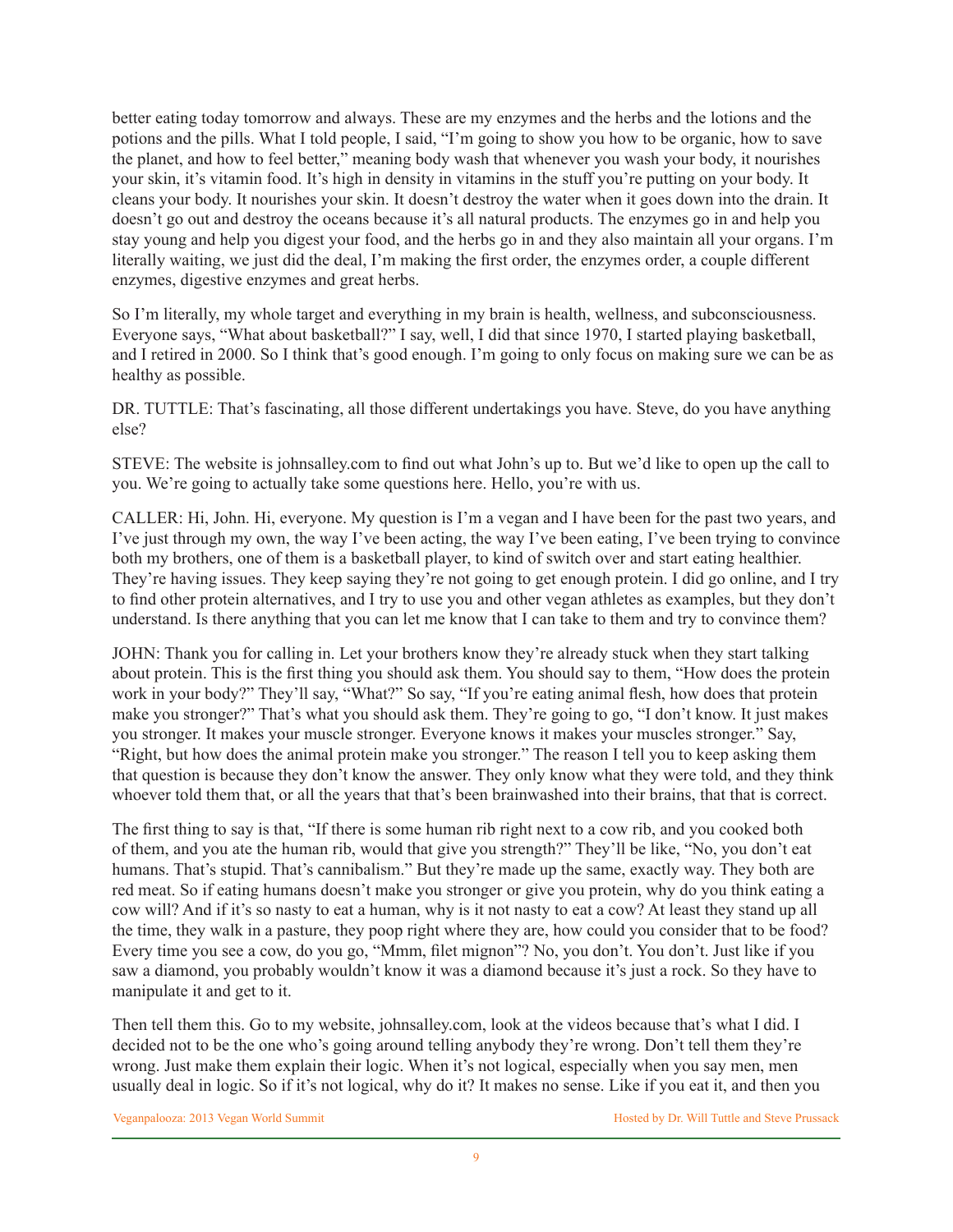better eating today tomorrow and always. These are my enzymes and the herbs and the lotions and the potions and the pills. What I told people, I said, "I'm going to show you how to be organic, how to save the planet, and how to feel better," meaning body wash that whenever you wash your body, it nourishes your skin, it's vitamin food. It's high in density in vitamins in the stuff you're putting on your body. It cleans your body. It nourishes your skin. It doesn't destroy the water when it goes down into the drain. It doesn't go out and destroy the oceans because it's all natural products. The enzymes go in and help you stay young and help you digest your food, and the herbs go in and they also maintain all your organs. I'm literally waiting, we just did the deal, I'm making the first order, the enzymes order, a couple different enzymes, digestive enzymes and great herbs.

So I'm literally, my whole target and everything in my brain is health, wellness, and subconsciousness. Everyone says, "What about basketball?" I say, well, I did that since 1970, I started playing basketball, and I retired in 2000. So I think that's good enough. I'm going to only focus on making sure we can be as healthy as possible.

DR. TUTTLE: That's fascinating, all those different undertakings you have. Steve, do you have anything else?

STEVE: The website is johnsalley.com to find out what John's up to. But we'd like to open up the call to you. We're going to actually take some questions here. Hello, you're with us.

CALLER: Hi, John. Hi, everyone. My question is I'm a vegan and I have been for the past two years, and I've just through my own, the way I've been acting, the way I've been eating, I've been trying to convince both my brothers, one of them is a basketball player, to kind of switch over and start eating healthier. They're having issues. They keep saying they're not going to get enough protein. I did go online, and I try to find other protein alternatives, and I try to use you and other vegan athletes as examples, but they don't understand. Is there anything that you can let me know that I can take to them and try to convince them?

JOHN: Thank you for calling in. Let your brothers know they're already stuck when they start talking about protein. This is the first thing you should ask them. You should say to them, "How does the protein work in your body?" They'll say, "What?" So say, "If you're eating animal flesh, how does that protein make you stronger?" That's what you should ask them. They're going to go, "I don't know. It just makes you stronger. It makes your muscle stronger. Everyone knows it makes your muscles stronger." Say, "Right, but how does the animal protein make you stronger." The reason I tell you to keep asking them that question is because they don't know the answer. They only know what they were told, and they think whoever told them that, or all the years that that's been brainwashed into their brains, that that is correct.

The first thing to say is that, "If there is some human rib right next to a cow rib, and you cooked both of them, and you ate the human rib, would that give you strength?" They'll be like, "No, you don't eat humans. That's stupid. That's cannibalism." But they're made up the same, exactly way. They both are red meat. So if eating humans doesn't make you stronger or give you protein, why do you think eating a cow will? And if it's so nasty to eat a human, why is it not nasty to eat a cow? At least they stand up all the time, they walk in a pasture, they poop right where they are, how could you consider that to be food? Every time you see a cow, do you go, "Mmm, filet mignon"? No, you don't. You don't. Just like if you saw a diamond, you probably wouldn't know it was a diamond because it's just a rock. So they have to manipulate it and get to it.

Then tell them this. Go to my website, johnsalley.com, look at the videos because that's what I did. I decided not to be the one who's going around telling anybody they're wrong. Don't tell them they're wrong. Just make them explain their logic. When it's not logical, especially when you say men, men usually deal in logic. So if it's not logical, why do it? It makes no sense. Like if you eat it, and then you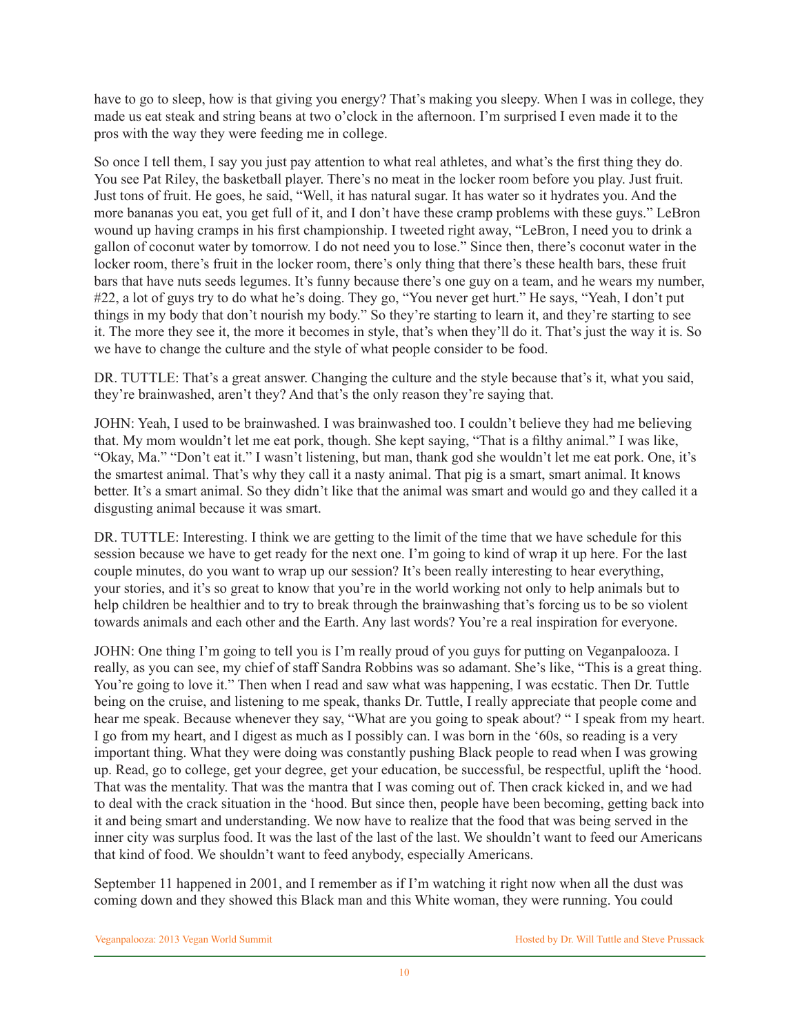have to go to sleep, how is that giving you energy? That's making you sleepy. When I was in college, they made us eat steak and string beans at two o'clock in the afternoon. I'm surprised I even made it to the pros with the way they were feeding me in college.

So once I tell them, I say you just pay attention to what real athletes, and what's the first thing they do. You see Pat Riley, the basketball player. There's no meat in the locker room before you play. Just fruit. Just tons of fruit. He goes, he said, "Well, it has natural sugar. It has water so it hydrates you. And the more bananas you eat, you get full of it, and I don't have these cramp problems with these guys." LeBron wound up having cramps in his first championship. I tweeted right away, "LeBron, I need you to drink a gallon of coconut water by tomorrow. I do not need you to lose." Since then, there's coconut water in the locker room, there's fruit in the locker room, there's only thing that there's these health bars, these fruit bars that have nuts seeds legumes. It's funny because there's one guy on a team, and he wears my number, #22, a lot of guys try to do what he's doing. They go, "You never get hurt." He says, "Yeah, I don't put things in my body that don't nourish my body." So they're starting to learn it, and they're starting to see it. The more they see it, the more it becomes in style, that's when they'll do it. That's just the way it is. So we have to change the culture and the style of what people consider to be food.

DR. TUTTLE: That's a great answer. Changing the culture and the style because that's it, what you said, they're brainwashed, aren't they? And that's the only reason they're saying that.

JOHN: Yeah, I used to be brainwashed. I was brainwashed too. I couldn't believe they had me believing that. My mom wouldn't let me eat pork, though. She kept saying, "That is a filthy animal." I was like, "Okay, Ma." "Don't eat it." I wasn't listening, but man, thank god she wouldn't let me eat pork. One, it's the smartest animal. That's why they call it a nasty animal. That pig is a smart, smart animal. It knows better. It's a smart animal. So they didn't like that the animal was smart and would go and they called it a disgusting animal because it was smart.

DR. TUTTLE: Interesting. I think we are getting to the limit of the time that we have schedule for this session because we have to get ready for the next one. I'm going to kind of wrap it up here. For the last couple minutes, do you want to wrap up our session? It's been really interesting to hear everything, your stories, and it's so great to know that you're in the world working not only to help animals but to help children be healthier and to try to break through the brainwashing that's forcing us to be so violent towards animals and each other and the Earth. Any last words? You're a real inspiration for everyone.

JOHN: One thing I'm going to tell you is I'm really proud of you guys for putting on Veganpalooza. I really, as you can see, my chief of staff Sandra Robbins was so adamant. She's like, "This is a great thing. You're going to love it." Then when I read and saw what was happening, I was ecstatic. Then Dr. Tuttle being on the cruise, and listening to me speak, thanks Dr. Tuttle, I really appreciate that people come and hear me speak. Because whenever they say, "What are you going to speak about? " I speak from my heart. I go from my heart, and I digest as much as I possibly can. I was born in the '60s, so reading is a very important thing. What they were doing was constantly pushing Black people to read when I was growing up. Read, go to college, get your degree, get your education, be successful, be respectful, uplift the 'hood. That was the mentality. That was the mantra that I was coming out of. Then crack kicked in, and we had to deal with the crack situation in the 'hood. But since then, people have been becoming, getting back into it and being smart and understanding. We now have to realize that the food that was being served in the inner city was surplus food. It was the last of the last of the last. We shouldn't want to feed our Americans that kind of food. We shouldn't want to feed anybody, especially Americans.

September 11 happened in 2001, and I remember as if I'm watching it right now when all the dust was coming down and they showed this Black man and this White woman, they were running. You could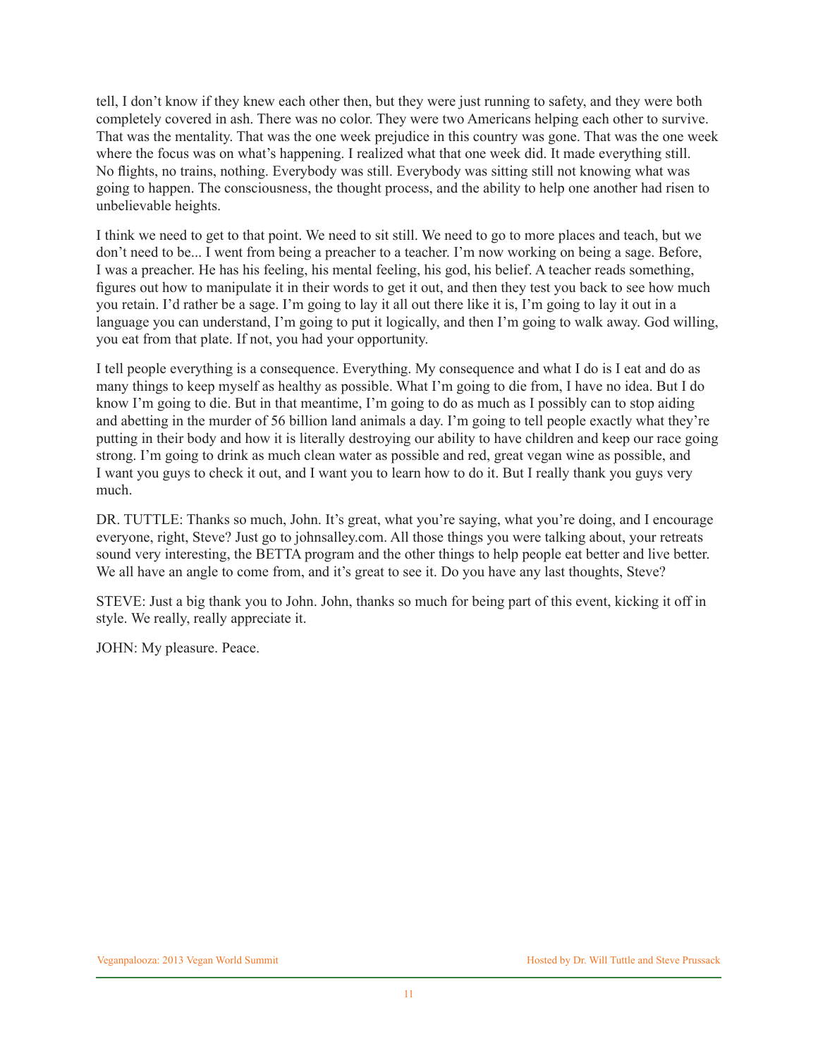tell, I don't know if they knew each other then, but they were just running to safety, and they were both completely covered in ash. There was no color. They were two Americans helping each other to survive. That was the mentality. That was the one week prejudice in this country was gone. That was the one week where the focus was on what's happening. I realized what that one week did. It made everything still. No flights, no trains, nothing. Everybody was still. Everybody was sitting still not knowing what was going to happen. The consciousness, the thought process, and the ability to help one another had risen to unbelievable heights.

I think we need to get to that point. We need to sit still. We need to go to more places and teach, but we don't need to be... I went from being a preacher to a teacher. I'm now working on being a sage. Before, I was a preacher. He has his feeling, his mental feeling, his god, his belief. A teacher reads something, figures out how to manipulate it in their words to get it out, and then they test you back to see how much you retain. I'd rather be a sage. I'm going to lay it all out there like it is, I'm going to lay it out in a language you can understand, I'm going to put it logically, and then I'm going to walk away. God willing, you eat from that plate. If not, you had your opportunity.

I tell people everything is a consequence. Everything. My consequence and what I do is I eat and do as many things to keep myself as healthy as possible. What I'm going to die from, I have no idea. But I do know I'm going to die. But in that meantime, I'm going to do as much as I possibly can to stop aiding and abetting in the murder of 56 billion land animals a day. I'm going to tell people exactly what they're putting in their body and how it is literally destroying our ability to have children and keep our race going strong. I'm going to drink as much clean water as possible and red, great vegan wine as possible, and I want you guys to check it out, and I want you to learn how to do it. But I really thank you guys very much.

DR. TUTTLE: Thanks so much, John. It's great, what you're saying, what you're doing, and I encourage everyone, right, Steve? Just go to johnsalley.com. All those things you were talking about, your retreats sound very interesting, the BETTA program and the other things to help people eat better and live better. We all have an angle to come from, and it's great to see it. Do you have any last thoughts, Steve?

STEVE: Just a big thank you to John. John, thanks so much for being part of this event, kicking it off in style. We really, really appreciate it.

JOHN: My pleasure. Peace.